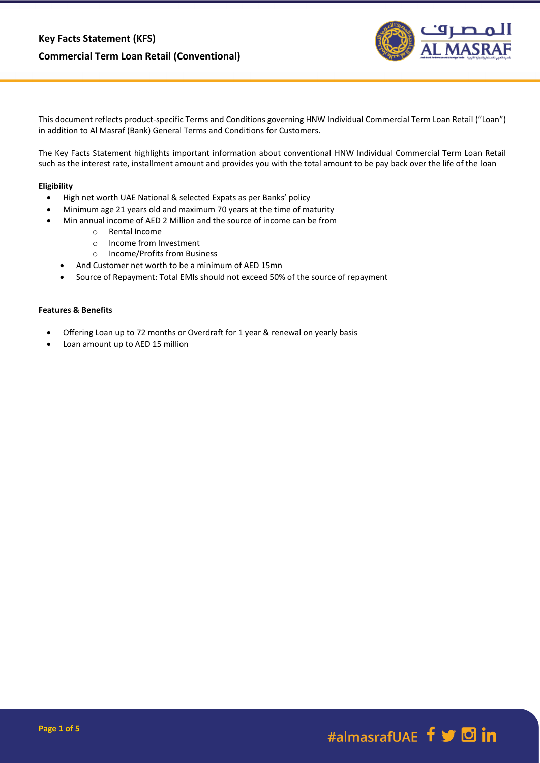# Key Facts Statement (KFS)

## Commercial Term Loan Retail (Conventional)

This document reflects product-specific Terms and Conditions governing HNW Individual Commercial Term Loan Retail ("Loan") in addition to Al Masraf (Bank) General Terms and Conditions for Customers.

The Key Facts Statement highlights important information about conventional HNW Individual Commercial Term Loan Retail such as the interest rate, installment amount and provides you with the total amount to be pay back over the life of the loan

**Eligibility**

- High net worth UAE National & selected Expats as per Banks' policy
- Minimum age 21 years old and maximum 70 years at the time of maturity
- Min annual income of AED 2 Million and the source of income can be from
    - Rental Income
    - Income from Investment
    - Income/Profits from Business
- And Customer net worth to be a minimum of AED 15mn
- Source of Repayment: Total EMIs should not exceed 50% of the source of repayment

**Features & Benefits**

- Offering Loan up to 72 months or Overdraft for 1 year & renewal on yearly basis
- Loan amount up to AED 15 million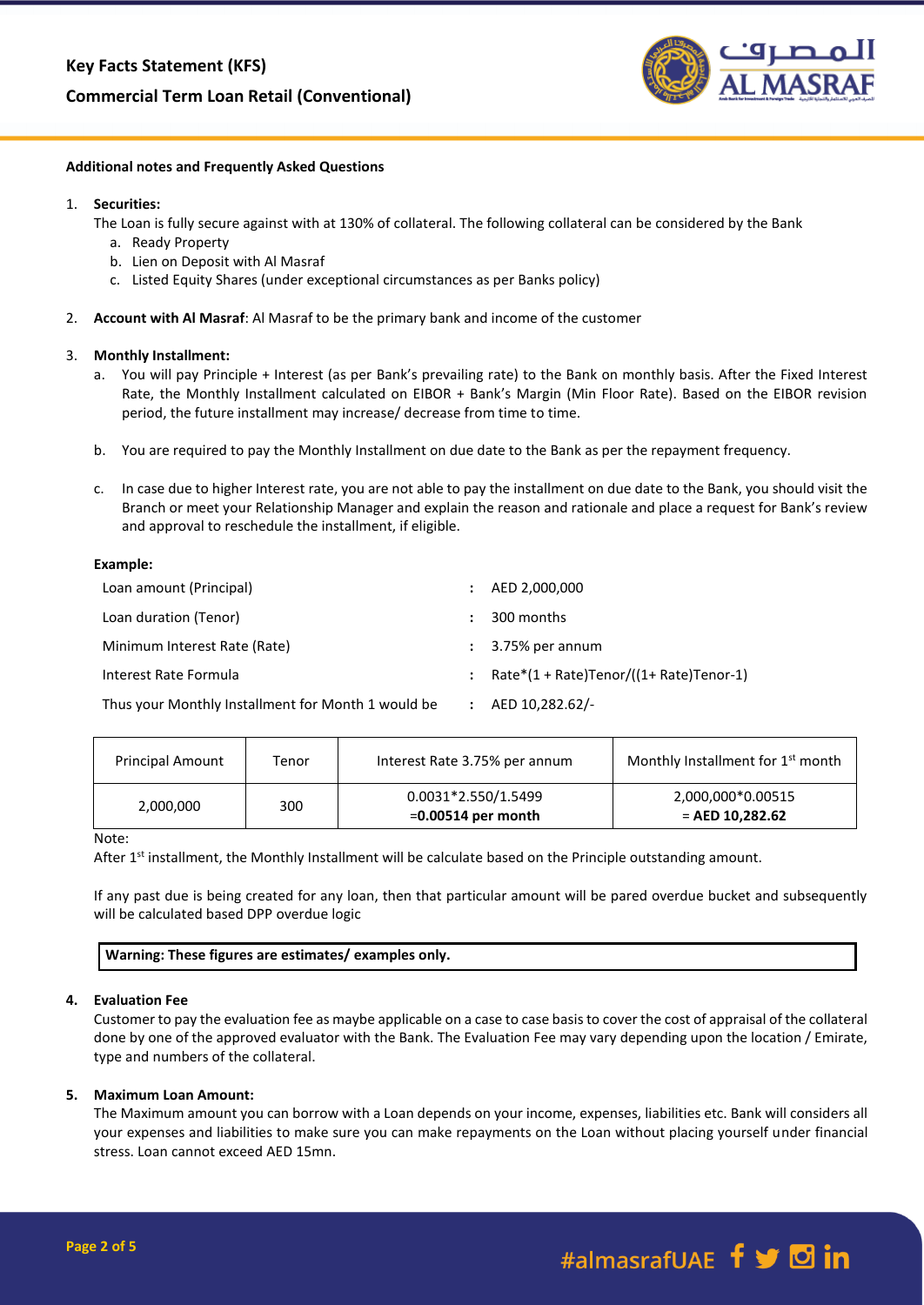## Key Facts Statement (KFS)

## Commercial Term Loan Retail (Conventional)

**Additional notes and Frequently Asked Questions**

1. **Securities:**
   The Loan is fully secure against with at 130% of collateral. The following collateral can be considered by the Bank
   a. Ready Property
   b. Lien on Deposit with Al Masraf
   c. Listed Equity Shares (under exceptional circumstances as per Banks policy)

2. **Account with Al Masraf**: Al Masraf to be the primary bank and income of the customer

3. **Monthly Installment:**
   a. You will pay Principle + Interest (as per Bank's prevailing rate) to the Bank on monthly basis. After the Fixed Interest Rate, the Monthly Installment calculated on EIBOR + Bank's Margin (Min Floor Rate). Based on the EIBOR revision period, the future installment may increase/ decrease from time to time.

   b. You are required to pay the Monthly Installment on due date to the Bank as per the repayment frequency.

   c. In case due to higher Interest rate, you are not able to pay the installment on due date to the Bank, you should visit the Branch or meet your Relationship Manager and explain the reason and rationale and place a request for Bank's review and approval to reschedule the installment, if eligible.

   **Example:**

   | | | |
   |---|---|---|
   | Loan amount (Principal) | : | AED 2,000,000 |
   | Loan duration (Tenor) | : | 300 months |
   | Minimum Interest Rate (Rate) | : | 3.75% per annum |
   | Interest Rate Formula | : | Rate*(1 + Rate)Tenor/((1+ Rate)Tenor-1) |
   | Thus your Monthly Installment for Month 1 would be | : | AED 10,282.62/- |

   | Principal Amount | Tenor | Interest Rate 3.75% per annum | Monthly Installment for 1st month |
   |---|---|---|---|
   | 2,000,000 | 300 | 0.0031*2.550/1.5499 =**0.00514 per month** | 2,000,000*0.00515 = **AED 10,282.62** |

   Note:
   After 1st installment, the Monthly Installment will be calculate based on the Principle outstanding amount.

   If any past due is being created for any loan, then that particular amount will be pared overdue bucket and subsequently will be calculated based DPP overdue logic

   **Warning: These figures are estimates/ examples only.**

4. **Evaluation Fee**
   Customer to pay the evaluation fee as maybe applicable on a case to case basis to cover the cost of appraisal of the collateral done by one of the approved evaluator with the Bank. The Evaluation Fee may vary depending upon the location / Emirate, type and numbers of the collateral.

5. **Maximum Loan Amount:**
   The Maximum amount you can borrow with a Loan depends on your income, expenses, liabilities etc. Bank will considers all your expenses and liabilities to make sure you can make repayments on the Loan without placing yourself under financial stress. Loan cannot exceed AED 15mn.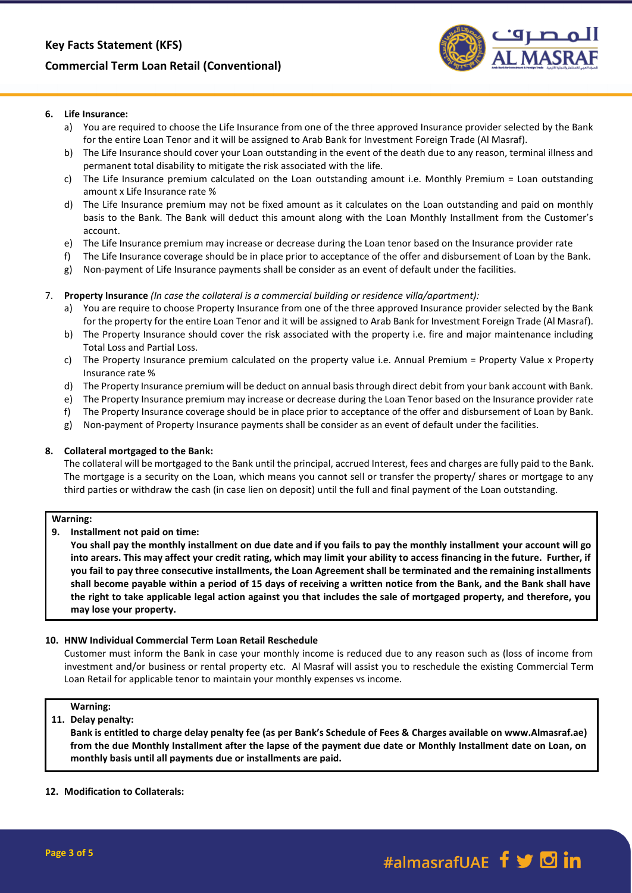6. **Life Insurance:**
    a) You are required to choose the Life Insurance from one of the three approved Insurance provider selected by the Bank for the entire Loan Tenor and it will be assigned to Arab Bank for Investment Foreign Trade (Al Masraf).
    b) The Life Insurance should cover your Loan outstanding in the event of the death due to any reason, terminal illness and permanent total disability to mitigate the risk associated with the life.
    c) The Life Insurance premium calculated on the Loan outstanding amount i.e. Monthly Premium = Loan outstanding amount x Life Insurance rate %
    d) The Life Insurance premium may not be fixed amount as it calculates on the Loan outstanding and paid on monthly basis to the Bank. The Bank will deduct this amount along with the Loan Monthly Installment from the Customer's account.
    e) The Life Insurance premium may increase or decrease during the Loan tenor based on the Insurance provider rate
    f) The Life Insurance coverage should be in place prior to acceptance of the offer and disbursement of Loan by the Bank.
    g) Non-payment of Life Insurance payments shall be consider as an event of default under the facilities.

7. **Property Insurance** *(In case the collateral is a commercial building or residence villa/apartment):*
    a) You are require to choose Property Insurance from one of the three approved Insurance provider selected by the Bank for the property for the entire Loan Tenor and it will be assigned to Arab Bank for Investment Foreign Trade (Al Masraf).
    b) The Property Insurance should cover the risk associated with the property i.e. fire and major maintenance including Total Loss and Partial Loss.
    c) The Property Insurance premium calculated on the property value i.e. Annual Premium = Property Value x Property Insurance rate %
    d) The Property Insurance premium will be deduct on annual basis through direct debit from your bank account with Bank.
    e) The Property Insurance premium may increase or decrease during the Loan Tenor based on the Insurance provider rate
    f) The Property Insurance coverage should be in place prior to acceptance of the offer and disbursement of Loan by Bank.
    g) Non-payment of Property Insurance payments shall be consider as an event of default under the facilities.

8. **Collateral mortgaged to the Bank:**
   The collateral will be mortgaged to the Bank until the principal, accrued Interest, fees and charges are fully paid to the Bank. The mortgage is a security on the Loan, which means you cannot sell or transfer the property/ shares or mortgage to any third parties or withdraw the cash (in case lien on deposit) until the full and final payment of the Loan outstanding.

**Warning:**

9. **Installment not paid on time:**
   **You shall pay the monthly installment on due date and if you fails to pay the monthly installment your account will go into arears. This may affect your credit rating, which may limit your ability to access financing in the future. Further, if you fail to pay three consecutive installments, the Loan Agreement shall be terminated and the remaining installments shall become payable within a period of 15 days of receiving a written notice from the Bank, and the Bank shall have the right to take applicable legal action against you that includes the sale of mortgaged property, and therefore, you may lose your property.**

10. **HNW Individual Commercial Term Loan Retail Reschedule**
    Customer must inform the Bank in case your monthly income is reduced due to any reason such as (loss of income from investment and/or business or rental property etc. Al Masraf will assist you to reschedule the existing Commercial Term Loan Retail for applicable tenor to maintain your monthly expenses vs income.

**Warning:**

11. **Delay penalty:**
    **Bank is entitled to charge delay penalty fee (as per Bank's Schedule of Fees & Charges available on www.Almasraf.ae) from the due Monthly Installment after the lapse of the payment due date or Monthly Installment date on Loan, on monthly basis until all payments due or installments are paid.**

12. **Modification to Collaterals:**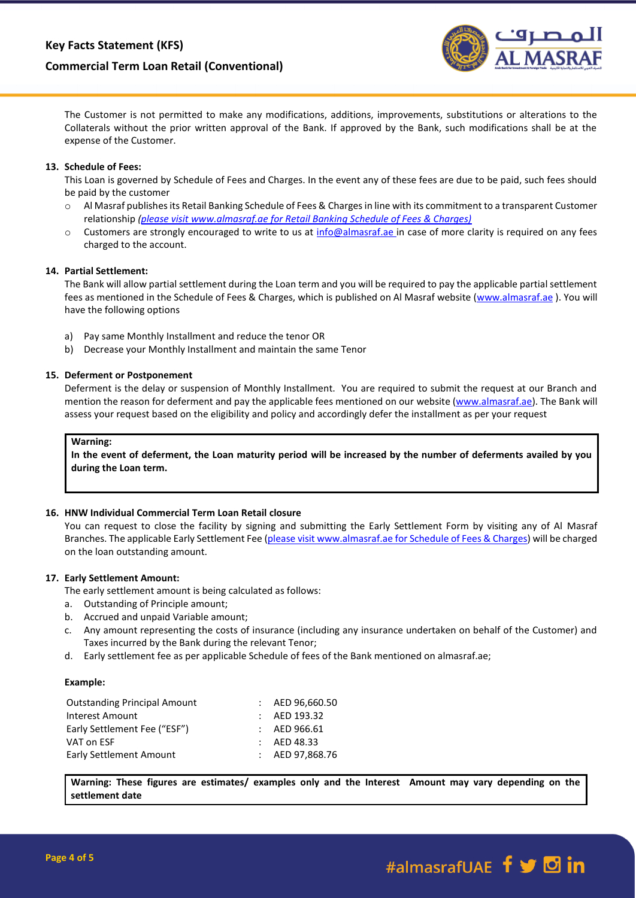The Customer is not permitted to make any modifications, additions, improvements, substitutions or alterations to the Collaterals without the prior written approval of the Bank. If approved by the Bank, such modifications shall be at the expense of the Customer.

**13. Schedule of Fees:**

This Loan is governed by Schedule of Fees and Charges. In the event any of these fees are due to be paid, such fees should be paid by the customer

- Al Masraf publishes its Retail Banking Schedule of Fees & Charges in line with its commitment to a transparent Customer relationship *(please visit www.almasraf.ae for Retail Banking Schedule of Fees & Charges)*
- Customers are strongly encouraged to write to us at info@almasraf.ae in case of more clarity is required on any fees charged to the account.

**14. Partial Settlement:**

The Bank will allow partial settlement during the Loan term and you will be required to pay the applicable partial settlement fees as mentioned in the Schedule of Fees & Charges, which is published on Al Masraf website (www.almasraf.ae ). You will have the following options

a) Pay same Monthly Installment and reduce the tenor OR
b) Decrease your Monthly Installment and maintain the same Tenor

**15. Deferment or Postponement**

Deferment is the delay or suspension of Monthly Installment. You are required to submit the request at our Branch and mention the reason for deferment and pay the applicable fees mentioned on our website (www.almasraf.ae). The Bank will assess your request based on the eligibility and policy and accordingly defer the installment as per your request

> **Warning:**
> **In the event of deferment, the Loan maturity period will be increased by the number of deferments availed by you during the Loan term.**

**16. HNW Individual Commercial Term Loan Retail closure**

You can request to close the facility by signing and submitting the Early Settlement Form by visiting any of Al Masraf Branches. The applicable Early Settlement Fee (please visit www.almasraf.ae for Schedule of Fees & Charges) will be charged on the loan outstanding amount.

**17. Early Settlement Amount:**

The early settlement amount is being calculated as follows:

a. Outstanding of Principle amount;
b. Accrued and unpaid Variable amount;
c. Any amount representing the costs of insurance (including any insurance undertaken on behalf of the Customer) and Taxes incurred by the Bank during the relevant Tenor;
d. Early settlement fee as per applicable Schedule of fees of the Bank mentioned on almasraf.ae;

**Example:**

| | | |
|---|---|---|
| Outstanding Principal Amount | : | AED 96,660.50 |
| Interest Amount | : | AED 193.32 |
| Early Settlement Fee ("ESF") | : | AED 966.61 |
| VAT on ESF | : | AED 48.33 |
| Early Settlement Amount | : | AED 97,868.76 |

> **Warning: These figures are estimates/ examples only and the Interest Amount may vary depending on the settlement date**